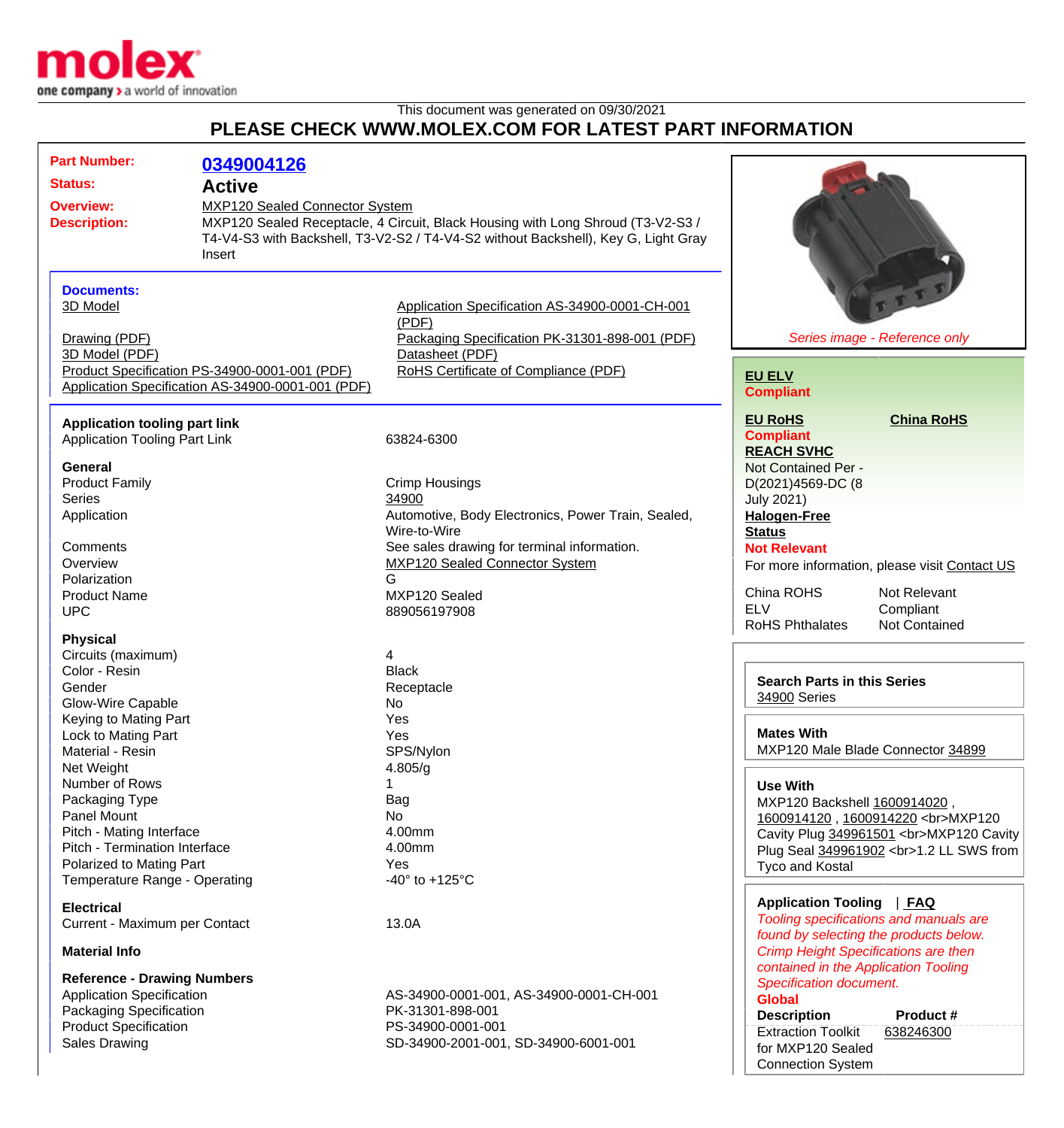This document was generated on 09/30/2021

## PLEASE CHECK WWW.MOLEX.COM FOR LATEST PART INFORMATION

**Part Number:** 0349004126

**Status:** Active

**Overview:** MXP120 Sealed Connector System

**Description:** MXP120 Sealed Receptacle, 4 Circuit, Black Housing with Long Shroud (T3-V2-S3 / T4-V4-S3 with Backshell, T3-V2-S2 / T4-V4-S2 without Backshell), Key G, Light Gray Insert

*Series image - Reference only*

### Documents:

- 3D Model
- Drawing (PDF)
- 3D Model (PDF)
- Product Specification PS-34900-0001-001 (PDF)
- Application Specification AS-34900-0001-001 (PDF)
- Application Specification AS-34900-0001-CH-001 (PDF)
- Packaging Specification PK-31301-898-001 (PDF)
- Datasheet (PDF)
- RoHS Certificate of Compliance (PDF)

### Application tooling part link

| | |
|---|---|
| Application Tooling Part Link | 63824-6300 |

### General

| | |
|---|---|
| Product Family | Crimp Housings |
| Series | 34900 |
| Application | Automotive, Body Electronics, Power Train, Sealed, Wire-to-Wire |
| Comments | See sales drawing for terminal information. |
| Overview | MXP120 Sealed Connector System |
| Polarization | G |
| Product Name | MXP120 Sealed |
| UPC | 889056197908 |

### Physical

| | |
|---|---|
| Circuits (maximum) | 4 |
| Color - Resin | Black |
| Gender | Receptacle |
| Glow-Wire Capable | No |
| Keying to Mating Part | Yes |
| Lock to Mating Part | Yes |
| Material - Resin | SPS/Nylon |
| Net Weight | 4.805/g |
| Number of Rows | 1 |
| Packaging Type | Bag |
| Panel Mount | No |
| Pitch - Mating Interface | 4.00mm |
| Pitch - Termination Interface | 4.00mm |
| Polarized to Mating Part | Yes |
| Temperature Range - Operating | -40° to +125°C |

### Electrical

| | |
|---|---|
| Current - Maximum per Contact | 13.0A |

### Material Info

### Reference - Drawing Numbers

| | |
|---|---|
| Application Specification | AS-34900-0001-001, AS-34900-0001-CH-001 |
| Packaging Specification | PK-31301-898-001 |
| Product Specification | PS-34900-0001-001 |
| Sales Drawing | SD-34900-2001-001, SD-34900-6001-001 |

**EU ELV**
**Compliant**

**EU RoHS** **China RoHS**
**Compliant**

**REACH SVHC**
Not Contained Per - D(2021)4569-DC (8 July 2021)

**Halogen-Free Status**
**Not Relevant**

For more information, please visit Contact US

| | |
|---|---|
| China ROHS | Not Relevant |
| ELV | Compliant |
| RoHS Phthalates | Not Contained |

**Search Parts in this Series**
34900 Series

**Mates With**
MXP120 Male Blade Connector 34899

**Use With**
MXP120 Backshell 1600914020 , 1600914120 , 1600914220 <br>MXP120 Cavity Plug 349961501 <br>MXP120 Cavity Plug Seal 349961902 <br>1.2 LL SWS from Tyco and Kostal

**Application Tooling** | **FAQ**

*Tooling specifications and manuals are found by selecting the products below. Crimp Height Specifications are then contained in the Application Tooling Specification document.*

**Global**

| Description | Product # |
|---|---|
| Extraction Toolkit for MXP120 Sealed Connection System | 638246300 |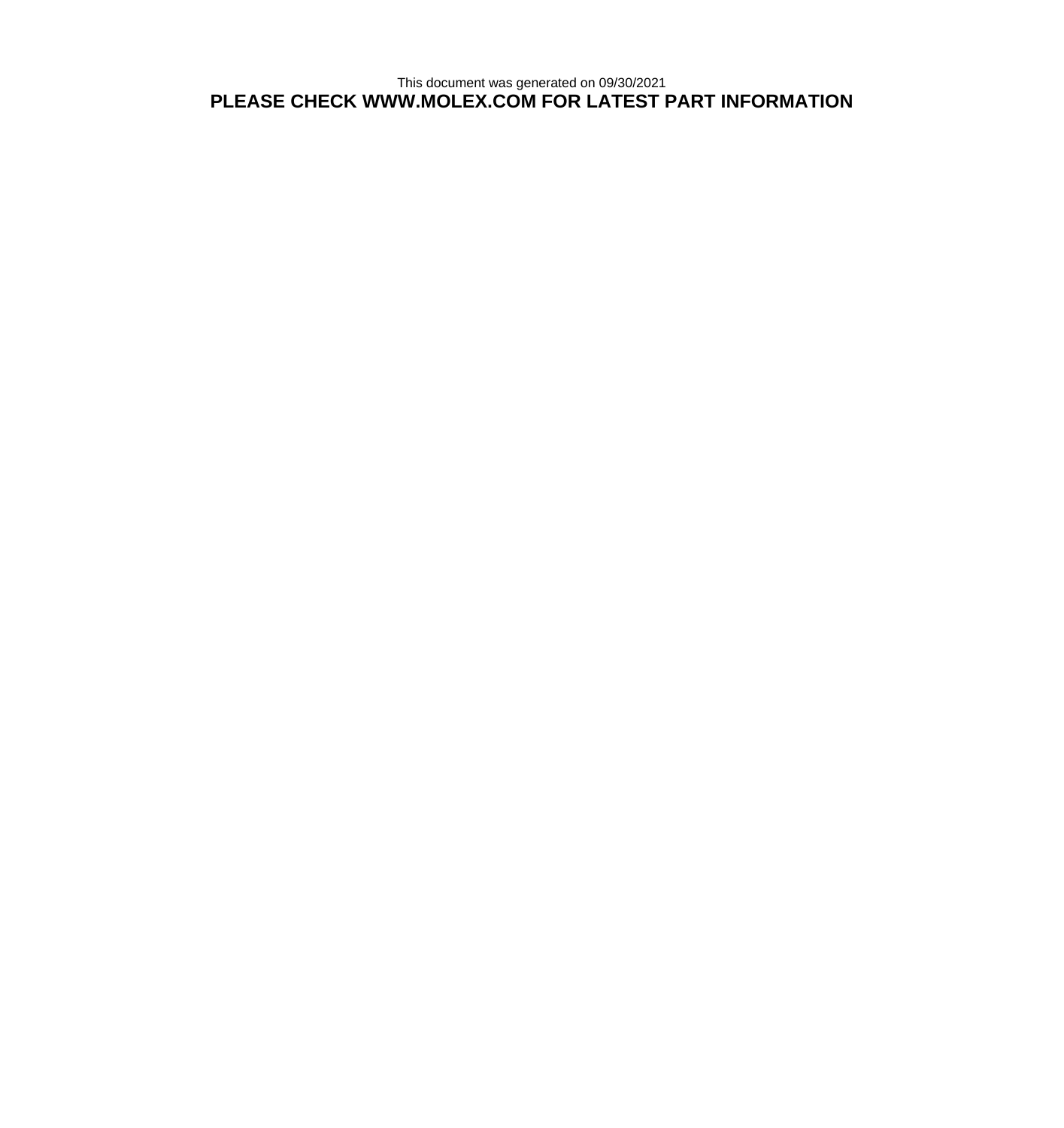This document was generated on 09/30/2021

**PLEASE CHECK WWW.MOLEX.COM FOR LATEST PART INFORMATION**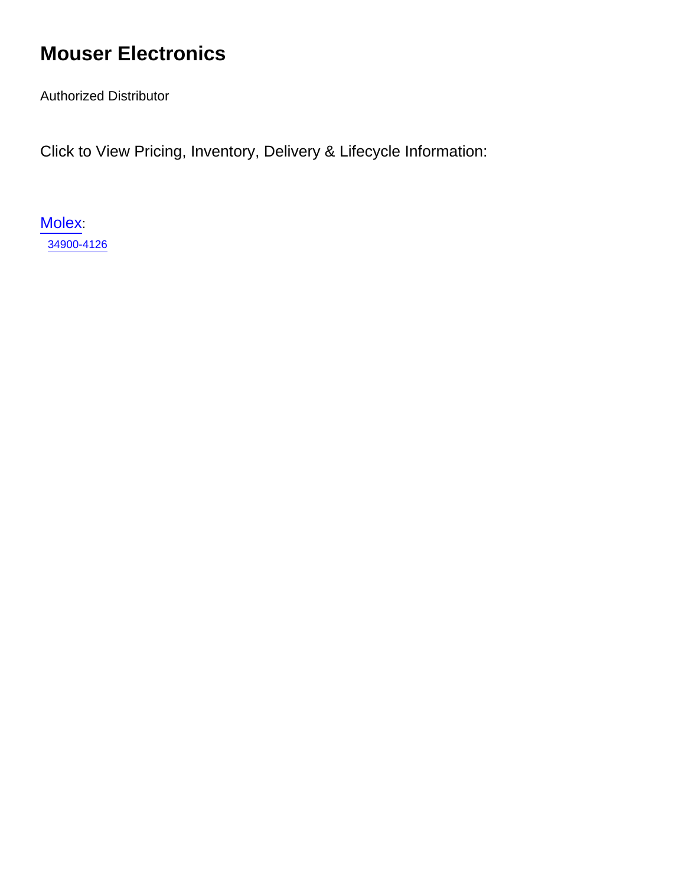# Mouser Electronics

Authorized Distributor

Click to View Pricing, Inventory, Delivery & Lifecycle Information:

Molex:

34900-4126